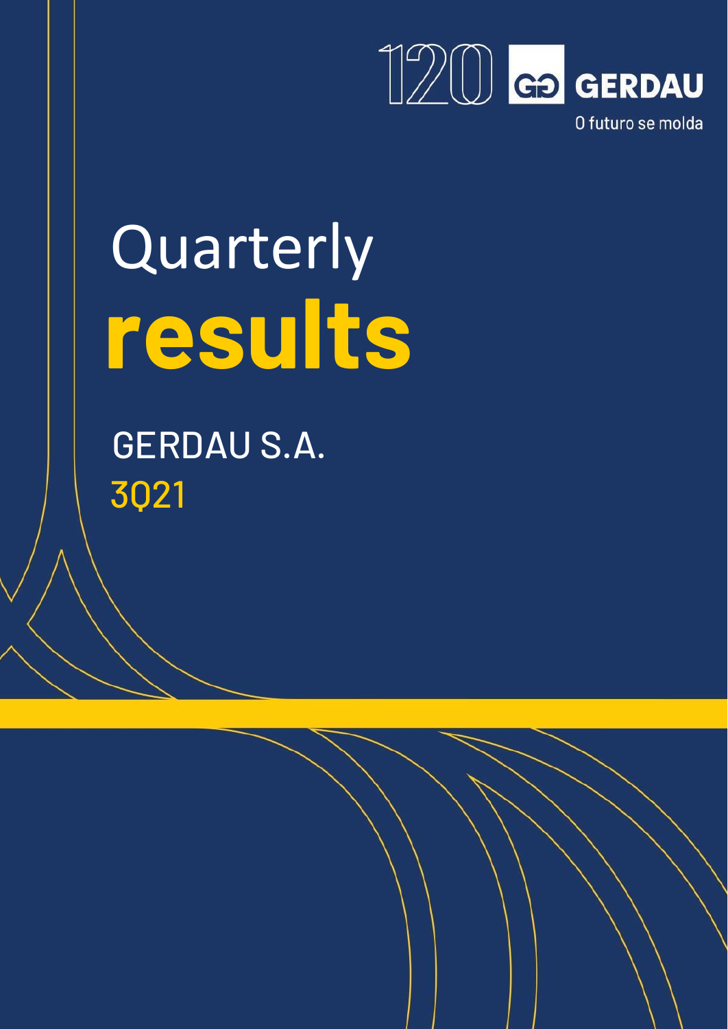120 GERDAU

O futuro se molda

# Quarterly **results**

GERDAU S.A.

3Q21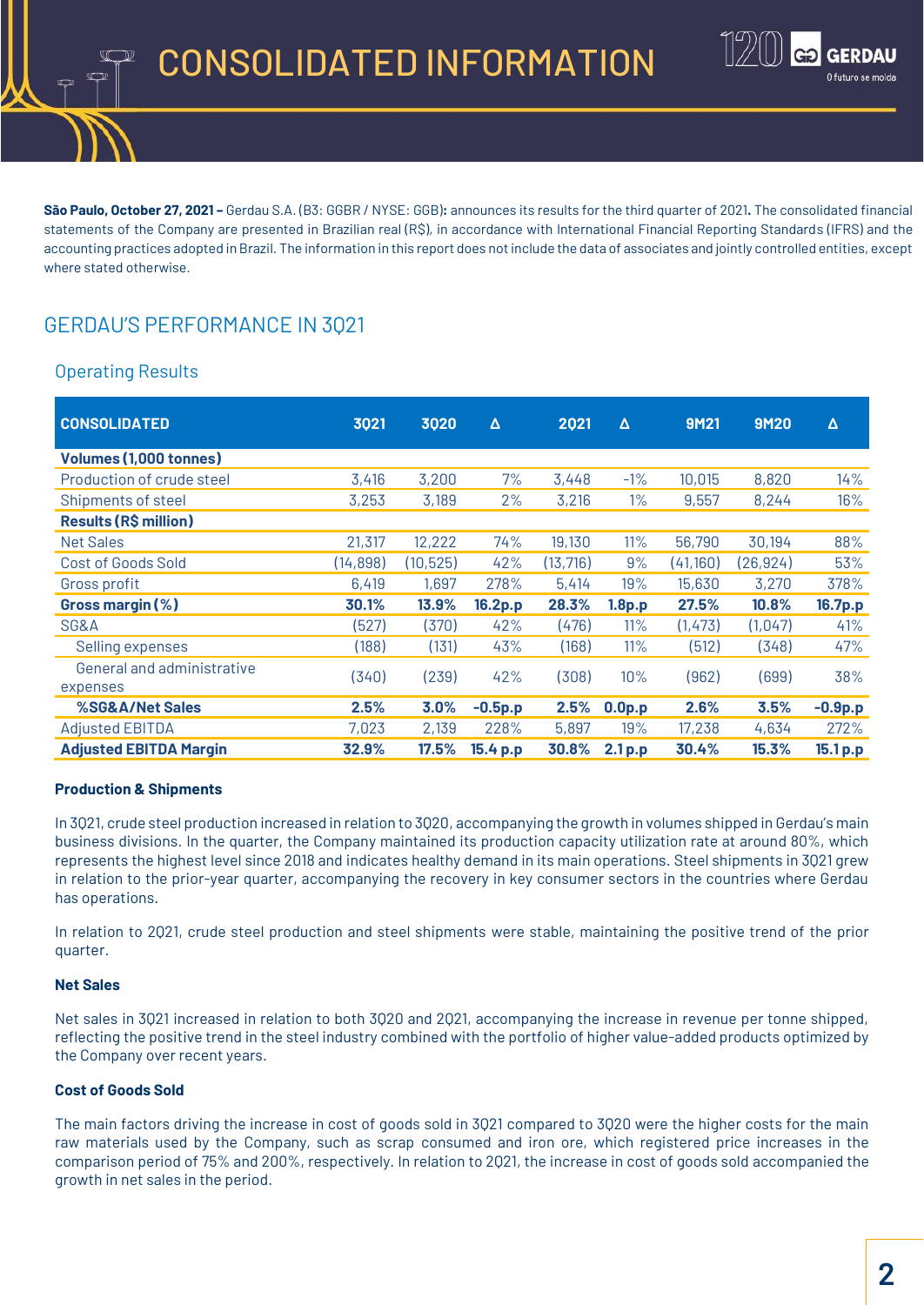# CONSOLIDATED INFORMATION

**São Paulo, October 27, 2021 –** Gerdau S.A. (B3: GGBR / NYSE: GGB)**:** announces its results for the third quarter of 2021**.** The consolidated financial statements of the Company are presented in Brazilian real (R$), in accordance with International Financial Reporting Standards (IFRS) and the accounting practices adopted in Brazil. The information in this report does not include the data of associates and jointly controlled entities, except where stated otherwise.

## GERDAU'S PERFORMANCE IN 3Q21

### Operating Results

| CONSOLIDATED | 3Q21 | 3Q20 | Δ | 2Q21 | Δ | 9M21 | 9M20 | Δ |
|---|---|---|---|---|---|---|---|---|
| **Volumes (1,000 tonnes)** | | | | | | | | |
| Production of crude steel | 3,416 | 3,200 | 7% | 3,448 | -1% | 10,015 | 8,820 | 14% |
| Shipments of steel | 3,253 | 3,189 | 2% | 3,216 | 1% | 9,557 | 8,244 | 16% |
| **Results (R$ million)** | | | | | | | | |
| Net Sales | 21,317 | 12,222 | 74% | 19,130 | 11% | 56,790 | 30,194 | 88% |
| Cost of Goods Sold | (14,898) | (10,525) | 42% | (13,716) | 9% | (41,160) | (26,924) | 53% |
| Gross profit | 6,419 | 1,697 | 278% | 5,414 | 19% | 15,630 | 3,270 | 378% |
| **Gross margin (%)** | **30.1%** | **13.9%** | **16.2p.p** | **28.3%** | **1.8p.p** | **27.5%** | **10.8%** | **16.7p.p** |
| SG&A | (527) | (370) | 42% | (476) | 11% | (1,473) | (1,047) | 41% |
| Selling expenses | (188) | (131) | 43% | (168) | 11% | (512) | (348) | 47% |
| General and administrative expenses | (340) | (239) | 42% | (308) | 10% | (962) | (699) | 38% |
| **%SG&A/Net Sales** | **2.5%** | **3.0%** | **-0.5p.p** | **2.5%** | **0.0p.p** | **2.6%** | **3.5%** | **-0.9p.p** |
| Adjusted EBITDA | 7,023 | 2,139 | 228% | 5,897 | 19% | 17,238 | 4,634 | 272% |
| **Adjusted EBITDA Margin** | **32.9%** | **17.5%** | **15.4 p.p** | **30.8%** | **2.1 p.p** | **30.4%** | **15.3%** | **15.1 p.p** |

**Production & Shipments**

In 3Q21, crude steel production increased in relation to 3Q20, accompanying the growth in volumes shipped in Gerdau's main business divisions. In the quarter, the Company maintained its production capacity utilization rate at around 80%, which represents the highest level since 2018 and indicates healthy demand in its main operations. Steel shipments in 3Q21 grew in relation to the prior-year quarter, accompanying the recovery in key consumer sectors in the countries where Gerdau has operations.

In relation to 2Q21, crude steel production and steel shipments were stable, maintaining the positive trend of the prior quarter.

**Net Sales**

Net sales in 3Q21 increased in relation to both 3Q20 and 2Q21, accompanying the increase in revenue per tonne shipped, reflecting the positive trend in the steel industry combined with the portfolio of higher value-added products optimized by the Company over recent years.

**Cost of Goods Sold**

The main factors driving the increase in cost of goods sold in 3Q21 compared to 3Q20 were the higher costs for the main raw materials used by the Company, such as scrap consumed and iron ore, which registered price increases in the comparison period of 75% and 200%, respectively. In relation to 2Q21, the increase in cost of goods sold accompanied the growth in net sales in the period.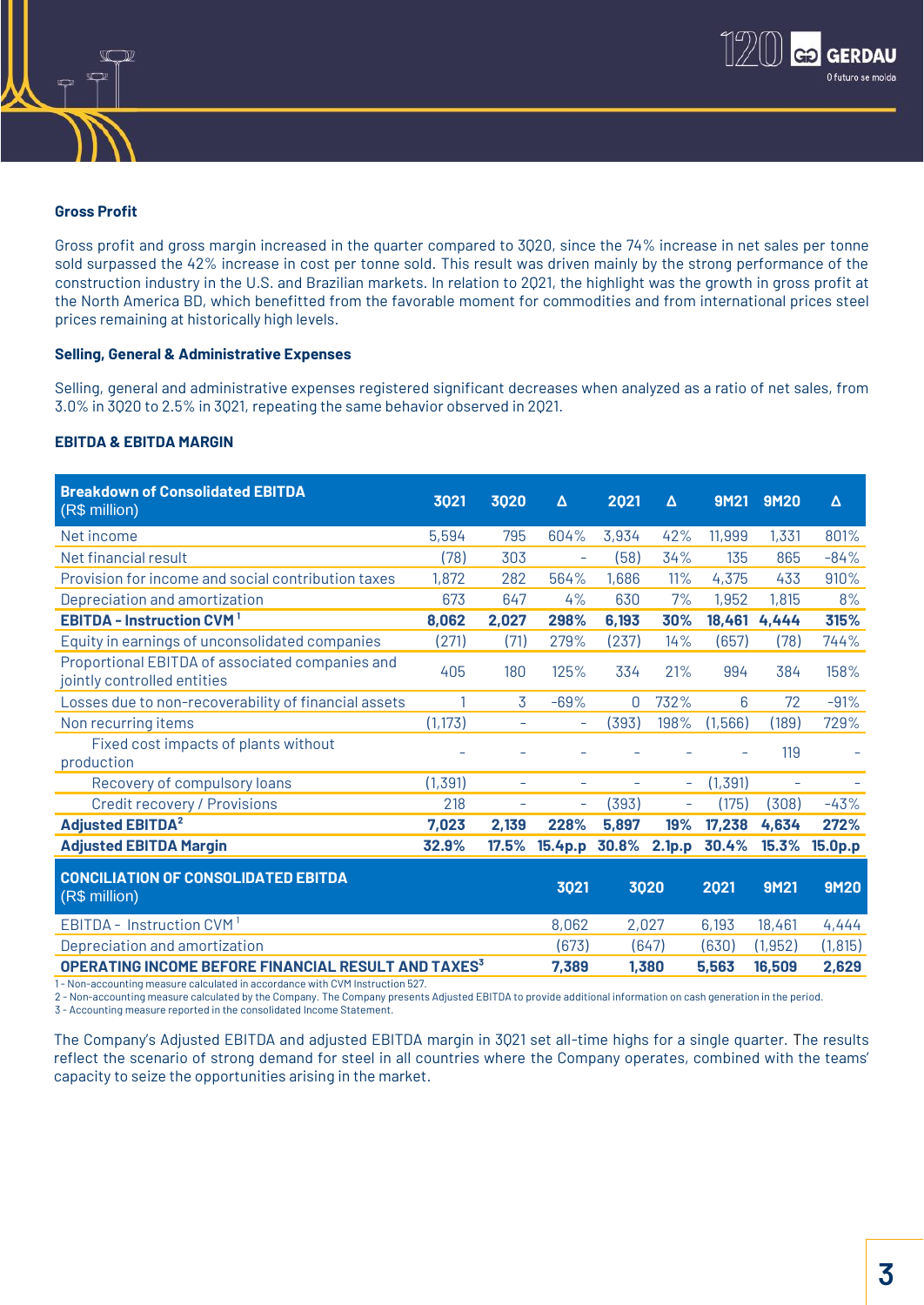### Gross Profit

Gross profit and gross margin increased in the quarter compared to 3Q20, since the 74% increase in net sales per tonne sold surpassed the 42% increase in cost per tonne sold. This result was driven mainly by the strong performance of the construction industry in the U.S. and Brazilian markets. In relation to 2Q21, the highlight was the growth in gross profit at the North America BD, which benefitted from the favorable moment for commodities and from international prices steel prices remaining at historically high levels.

### Selling, General & Administrative Expenses

Selling, general and administrative expenses registered significant decreases when analyzed as a ratio of net sales, from 3.0% in 3Q20 to 2.5% in 3Q21, repeating the same behavior observed in 2Q21.

### EBITDA & EBITDA MARGIN

| **Breakdown of Consolidated EBITDA** (R$ million) | 3Q21 | 3Q20 | Δ | 2Q21 | Δ | 9M21 | 9M20 | Δ |
|---|---|---|---|---|---|---|---|---|
| Net income | 5,594 | 795 | 604% | 3,934 | 42% | 11,999 | 1,331 | 801% |
| Net financial result | (78) | 303 | - | (58) | 34% | 135 | 865 | -84% |
| Provision for income and social contribution taxes | 1,872 | 282 | 564% | 1,686 | 11% | 4,375 | 433 | 910% |
| Depreciation and amortization | 673 | 647 | 4% | 630 | 7% | 1,952 | 1,815 | 8% |
| **EBITDA - Instruction CVM [1]** | **8,062** | **2,027** | **298%** | **6,193** | **30%** | **18,461** | **4,444** | **315%** |
| Equity in earnings of unconsolidated companies | (271) | (71) | 279% | (237) | 14% | (657) | (78) | 744% |
| Proportional EBITDA of associated companies and jointly controlled entities | 405 | 180 | 125% | 334 | 21% | 994 | 384 | 158% |
| Losses due to non-recoverability of financial assets | 1 | 3 | -69% | 0 | 732% | 6 | 72 | -91% |
| Non recurring items | (1,173) | - | - | (393) | 198% | (1,566) | (189) | 729% |
| Fixed cost impacts of plants without production | - | - | - | - | - | - | 119 | - |
| Recovery of compulsory loans | (1,391) | - | - | - | - | (1,391) | - | - |
| Credit recovery / Provisions | 218 | - | - | (393) | - | (175) | (308) | -43% |
| **Adjusted EBITDA[2]** | **7,023** | **2,139** | **228%** | **5,897** | **19%** | **17,238** | **4,634** | **272%** |
| **Adjusted EBITDA Margin** | **32.9%** | **17.5%** | **15.4p.p** | **30.8%** | **2.1p.p** | **30.4%** | **15.3%** | **15.0p.p** |

| **CONCILIATION OF CONSOLIDATED EBITDA** (R$ million) | 3Q21 | 3Q20 | 2Q21 | 9M21 | 9M20 |
|---|---|---|---|---|---|
| EBITDA - Instruction CVM [1] | 8,062 | 2,027 | 6,193 | 18,461 | 4,444 |
| Depreciation and amortization | (673) | (647) | (630) | (1,952) | (1,815) |
| **OPERATING INCOME BEFORE FINANCIAL RESULT AND TAXES[3]** | **7,389** | **1,380** | **5,563** | **16,509** | **2,629** |

1 - Non-accounting measure calculated in accordance with CVM Instruction 527.
2 - Non-accounting measure calculated by the Company. The Company presents Adjusted EBITDA to provide additional information on cash generation in the period.
3 - Accounting measure reported in the consolidated Income Statement.

The Company's Adjusted EBITDA and adjusted EBITDA margin in 3Q21 set all-time highs for a single quarter. The results reflect the scenario of strong demand for steel in all countries where the Company operates, combined with the teams' capacity to seize the opportunities arising in the market.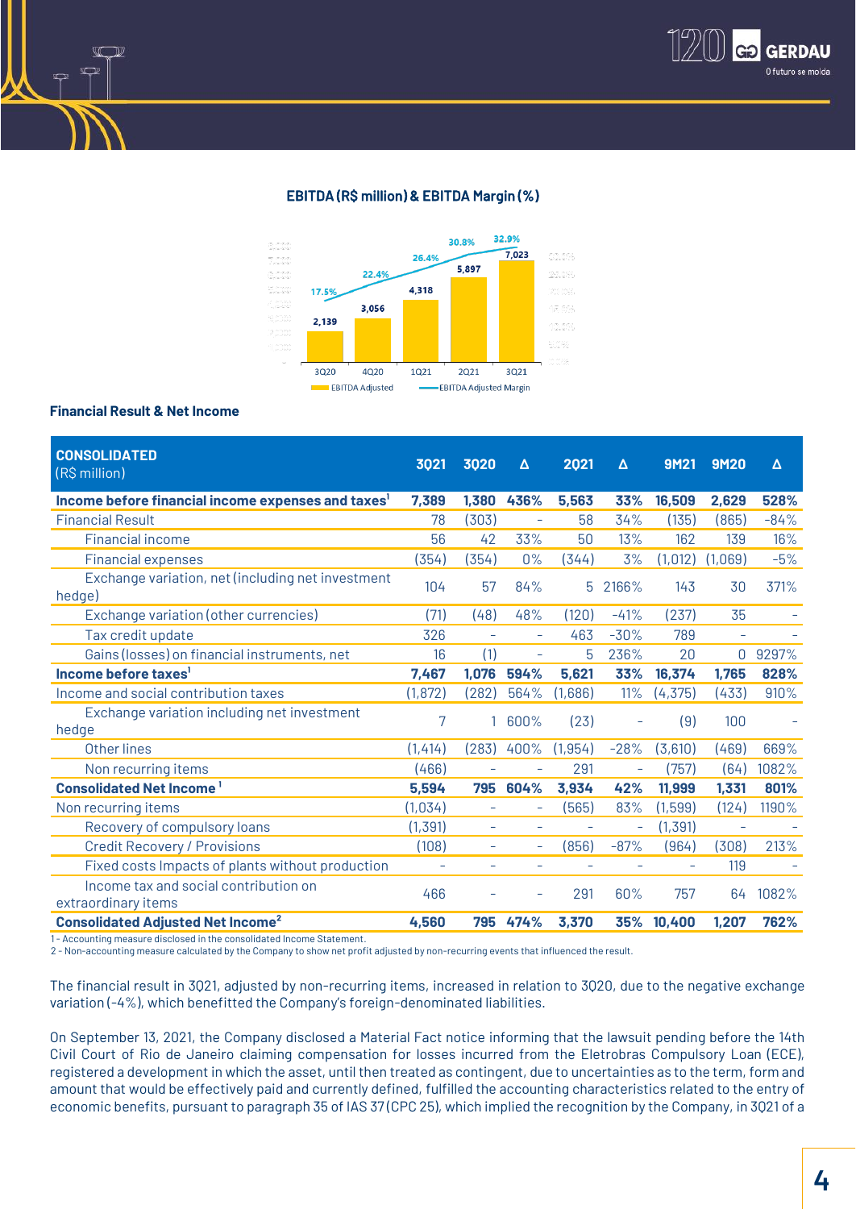**EBITDA (R$ million) & EBITDA Margin (%)**

| | 3Q20 | 4Q20 | 1Q21 | 2Q21 | 3Q21 |
|---|---|---|---|---|---|
| EBITDA Adjusted | 2,139 | 3,056 | 4,318 | 5,897 | 7,023 |
| EBITDA Adjusted Margin | 17.5% | 22.4% | 26.4% | 30.8% | 32.9% |

**Financial Result & Net Income**

| **CONSOLIDATED** (R$ million) | **3Q21** | **3Q20** | **Δ** | **2Q21** | **Δ** | **9M21** | **9M20** | **Δ** |
|---|---|---|---|---|---|---|---|---|
| **Income before financial income expenses and taxes[1]** | **7,389** | **1,380** | **436%** | **5,563** | **33%** | **16,509** | **2,629** | **528%** |
| Financial Result | 78 | (303) | - | 58 | 34% | (135) | (865) | -84% |
| Financial income | 56 | 42 | 33% | 50 | 13% | 162 | 139 | 16% |
| Financial expenses | (354) | (354) | 0% | (344) | 3% | (1,012) | (1,069) | -5% |
| Exchange variation, net (including net investment hedge) | 104 | 57 | 84% | 5 | 2166% | 143 | 30 | 371% |
| Exchange variation (other currencies) | (71) | (48) | 48% | (120) | -41% | (237) | 35 | - |
| Tax credit update | 326 | - | - | 463 | -30% | 789 | - | - |
| Gains (losses) on financial instruments, net | 16 | (1) | - | 5 | 236% | 20 | 0 | 9297% |
| **Income before taxes[1]** | **7,467** | **1,076** | **594%** | **5,621** | **33%** | **16,374** | **1,765** | **828%** |
| Income and social contribution taxes | (1,872) | (282) | 564% | (1,686) | 11% | (4,375) | (433) | 910% |
| Exchange variation including net investment hedge | 7 | 1 | 600% | (23) | - | (9) | 100 | - |
| Other lines | (1,414) | (283) | 400% | (1,954) | -28% | (3,610) | (469) | 669% |
| Non recurring items | (466) | - | - | 291 | - | (757) | (64) | 1082% |
| **Consolidated Net Income[1]** | **5,594** | **795** | **604%** | **3,934** | **42%** | **11,999** | **1,331** | **801%** |
| Non recurring items | (1,034) | - | - | (565) | 83% | (1,599) | (124) | 1190% |
| Recovery of compulsory loans | (1,391) | - | - | - | - | (1,391) | - | - |
| Credit Recovery / Provisions | (108) | - | - | (856) | -87% | (964) | (308) | 213% |
| Fixed costs Impacts of plants without production | - | - | - | - | - | - | 119 | - |
| Income tax and social contribution on extraordinary items | 466 | - | - | 291 | 60% | 757 | 64 | 1082% |
| **Consolidated Adjusted Net Income[2]** | **4,560** | **795** | **474%** | **3,370** | **35%** | **10,400** | **1,207** | **762%** |

1 - Accounting measure disclosed in the consolidated Income Statement.
2 - Non-accounting measure calculated by the Company to show net profit adjusted by non-recurring events that influenced the result.

The financial result in 3Q21, adjusted by non-recurring items, increased in relation to 3Q20, due to the negative exchange variation (-4%), which benefitted the Company's foreign-denominated liabilities.

On September 13, 2021, the Company disclosed a Material Fact notice informing that the lawsuit pending before the 14th Civil Court of Rio de Janeiro claiming compensation for losses incurred from the Eletrobras Compulsory Loan (ECE), registered a development in which the asset, until then treated as contingent, due to uncertainties as to the term, form and amount that would be effectively paid and currently defined, fulfilled the accounting characteristics related to the entry of economic benefits, pursuant to paragraph 35 of IAS 37 (CPC 25), which implied the recognition by the Company, in 3Q21 of a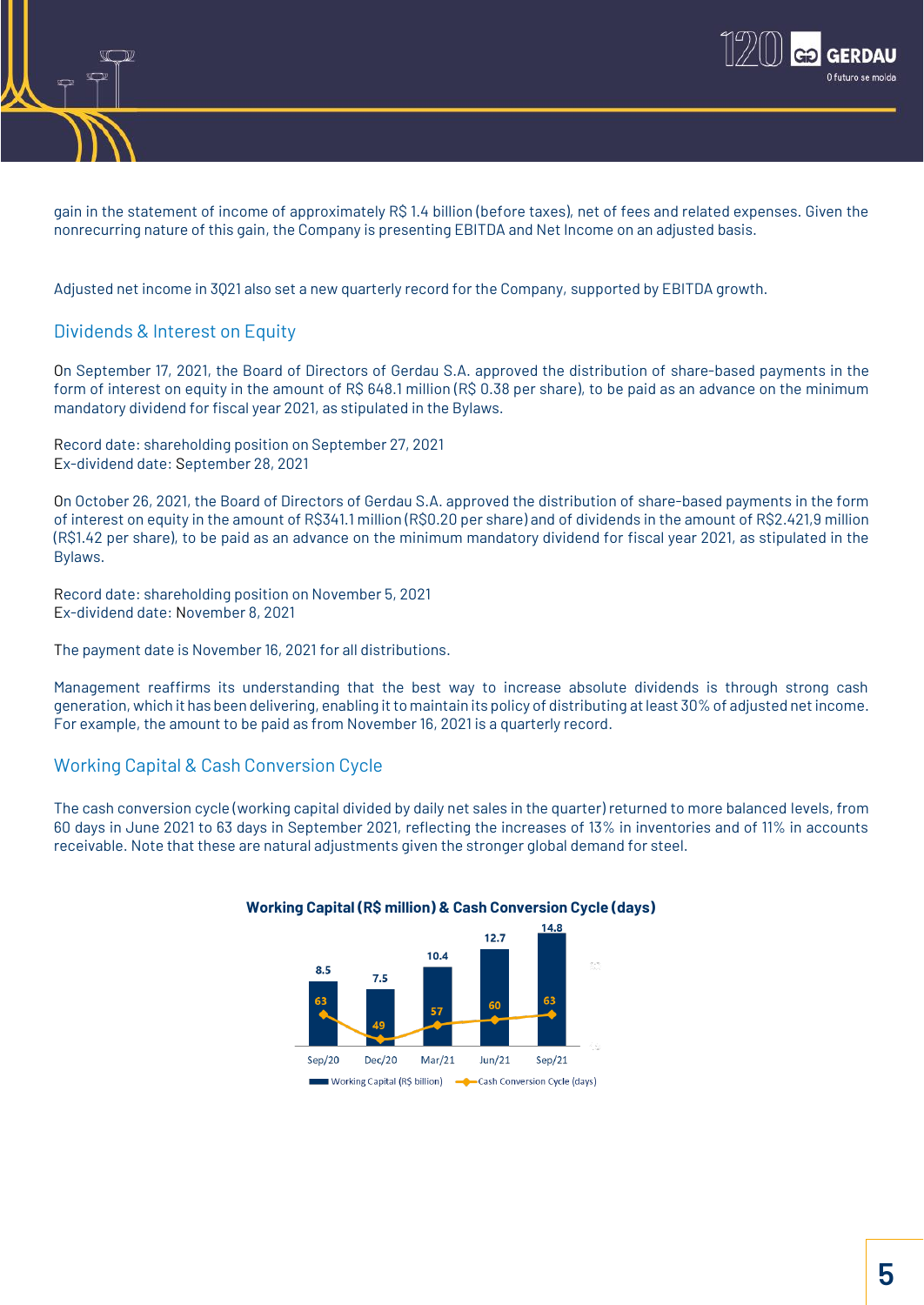gain in the statement of income of approximately R$ 1.4 billion (before taxes), net of fees and related expenses. Given the nonrecurring nature of this gain, the Company is presenting EBITDA and Net Income on an adjusted basis.

Adjusted net income in 3Q21 also set a new quarterly record for the Company, supported by EBITDA growth.

## Dividends & Interest on Equity

On September 17, 2021, the Board of Directors of Gerdau S.A. approved the distribution of share-based payments in the form of interest on equity in the amount of R$ 648.1 million (R$ 0.38 per share), to be paid as an advance on the minimum mandatory dividend for fiscal year 2021, as stipulated in the Bylaws.

Record date: shareholding position on September 27, 2021
Ex-dividend date: September 28, 2021

On October 26, 2021, the Board of Directors of Gerdau S.A. approved the distribution of share-based payments in the form of interest on equity in the amount of R$341.1 million (R$0.20 per share) and of dividends in the amount of R$2.421,9 million (R$1.42 per share), to be paid as an advance on the minimum mandatory dividend for fiscal year 2021, as stipulated in the Bylaws.

Record date: shareholding position on November 5, 2021
Ex-dividend date: November 8, 2021

The payment date is November 16, 2021 for all distributions.

Management reaffirms its understanding that the best way to increase absolute dividends is through strong cash generation, which it has been delivering, enabling it to maintain its policy of distributing at least 30% of adjusted net income. For example, the amount to be paid as from November 16, 2021 is a quarterly record.

## Working Capital & Cash Conversion Cycle

The cash conversion cycle (working capital divided by daily net sales in the quarter) returned to more balanced levels, from 60 days in June 2021 to 63 days in September 2021, reflecting the increases of 13% in inventories and of 11% in accounts receivable. Note that these are natural adjustments given the stronger global demand for steel.

**Working Capital (R$ million) & Cash Conversion Cycle (days)**

| | Sep/20 | Dec/20 | Mar/21 | Jun/21 | Sep/21 |
|---|---|---|---|---|---|
| Working Capital (R$ billion) | 8.5 | 7.5 | 10.4 | 12.7 | 14.8 |
| Cash Conversion Cycle (days) | 63 | 49 | 57 | 60 | 63 |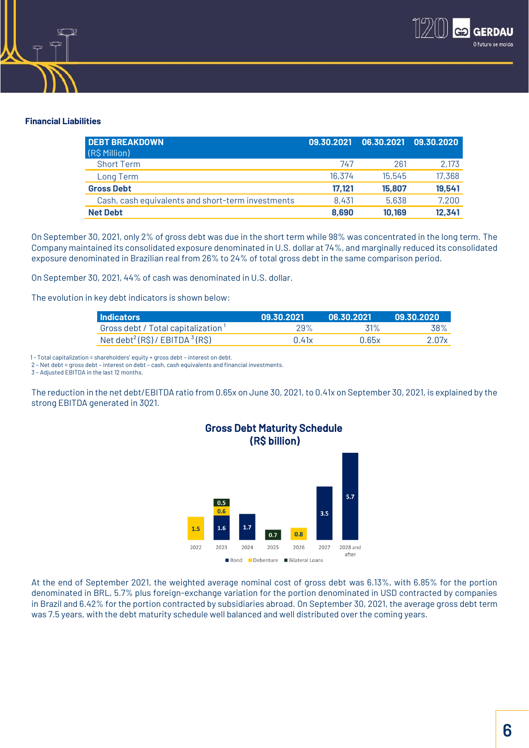## Financial Liabilities

| DEBT BREAKDOWN (R$ Million) | 09.30.2021 | 06.30.2021 | 09.30.2020 |
|---|---|---|---|
| Short Term | 747 | 261 | 2,173 |
| Long Term | 16,374 | 15,545 | 17,368 |
| **Gross Debt** | **17,121** | **15,807** | **19,541** |
| Cash, cash equivalents and short-term investments | 8,431 | 5,638 | 7,200 |
| **Net Debt** | **8,690** | **10,169** | **12,341** |

On September 30, 2021, only 2% of gross debt was due in the short term while 98% was concentrated in the long term. The Company maintained its consolidated exposure denominated in U.S. dollar at 74%, and marginally reduced its consolidated exposure denominated in Brazilian real from 26% to 24% of total gross debt in the same comparison period.

On September 30, 2021, 44% of cash was denominated in U.S. dollar.

The evolution in key debt indicators is shown below:

| Indicators | 09.30.2021 | 06.30.2021 | 09.30.2020 |
|---|---|---|---|
| Gross debt / Total capitalization [1] | 29% | 31% | 38% |
| Net debt[2] (R$) / EBITDA [3] (R$) | 0.41x | 0.65x | 2.07x |

1 - Total capitalization = shareholders' equity + gross debt - interest on debt.
2 - Net debt = gross debt - interest on debt - cash, cash equivalents and financial investments.
3 - Adjusted EBITDA in the last 12 months.

The reduction in the net debt/EBITDA ratio from 0.65x on June 30, 2021, to 0.41x on September 30, 2021, is explained by the strong EBITDA generated in 3Q21.

**Gross Debt Maturity Schedule (R$ billion)**

| Year | Bond | Debenture | Bilateral Loans |
|---|---|---|---|
| 2022 | | 1.5 | |
| 2023 | 1.6 | 0.6 | 0.5 |
| 2024 | 1.7 | | |
| 2025 | | | 0.7 |
| 2026 | | 0.8 | |
| 2027 | 3.5 | | |
| 2028 and after | 5.7 | | |

At the end of September 2021, the weighted average nominal cost of gross debt was 6.13%, with 6.85% for the portion denominated in BRL, 5.7% plus foreign-exchange variation for the portion denominated in USD contracted by companies in Brazil and 6.42% for the portion contracted by subsidiaries abroad. On September 30, 2021, the average gross debt term was 7.5 years, with the debt maturity schedule well balanced and well distributed over the coming years.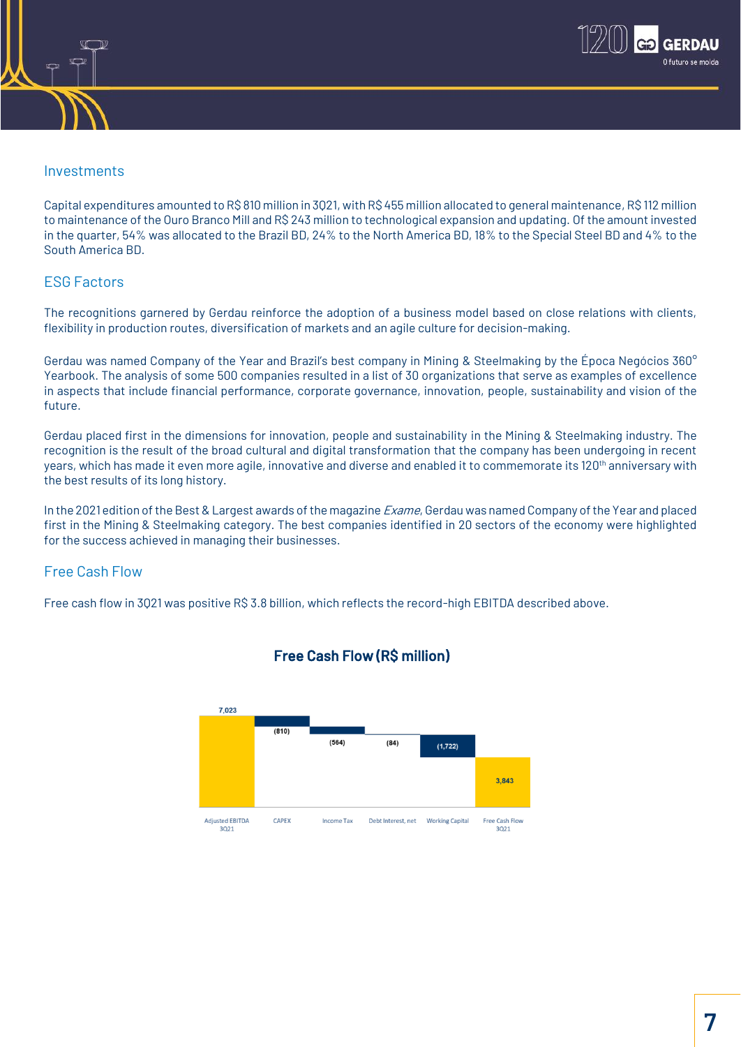## Investments

Capital expenditures amounted to R$ 810 million in 3Q21, with R$ 455 million allocated to general maintenance, R$ 112 million to maintenance of the Ouro Branco Mill and R$ 243 million to technological expansion and updating. Of the amount invested in the quarter, 54% was allocated to the Brazil BD, 24% to the North America BD, 18% to the Special Steel BD and 4% to the South America BD.

## ESG Factors

The recognitions garnered by Gerdau reinforce the adoption of a business model based on close relations with clients, flexibility in production routes, diversification of markets and an agile culture for decision-making.

Gerdau was named Company of the Year and Brazil's best company in Mining & Steelmaking by the Época Negócios 360° Yearbook. The analysis of some 500 companies resulted in a list of 30 organizations that serve as examples of excellence in aspects that include financial performance, corporate governance, innovation, people, sustainability and vision of the future.

Gerdau placed first in the dimensions for innovation, people and sustainability in the Mining & Steelmaking industry. The recognition is the result of the broad cultural and digital transformation that the company has been undergoing in recent years, which has made it even more agile, innovative and diverse and enabled it to commemorate its 120th anniversary with the best results of its long history.

In the 2021 edition of the Best & Largest awards of the magazine *Exame*, Gerdau was named Company of the Year and placed first in the Mining & Steelmaking category. The best companies identified in 20 sectors of the economy were highlighted for the success achieved in managing their businesses.

## Free Cash Flow

Free cash flow in 3Q21 was positive R$ 3.8 billion, which reflects the record-high EBITDA described above.

**Free Cash Flow (R$ million)**

| Adjusted EBITDA 3Q21 | CAPEX | Income Tax | Debt Interest, net | Working Capital | Free Cash Flow 3Q21 |
|---|---|---|---|---|---|
| 7,023 | (810) | (564) | (84) | (1,722) | 3,843 |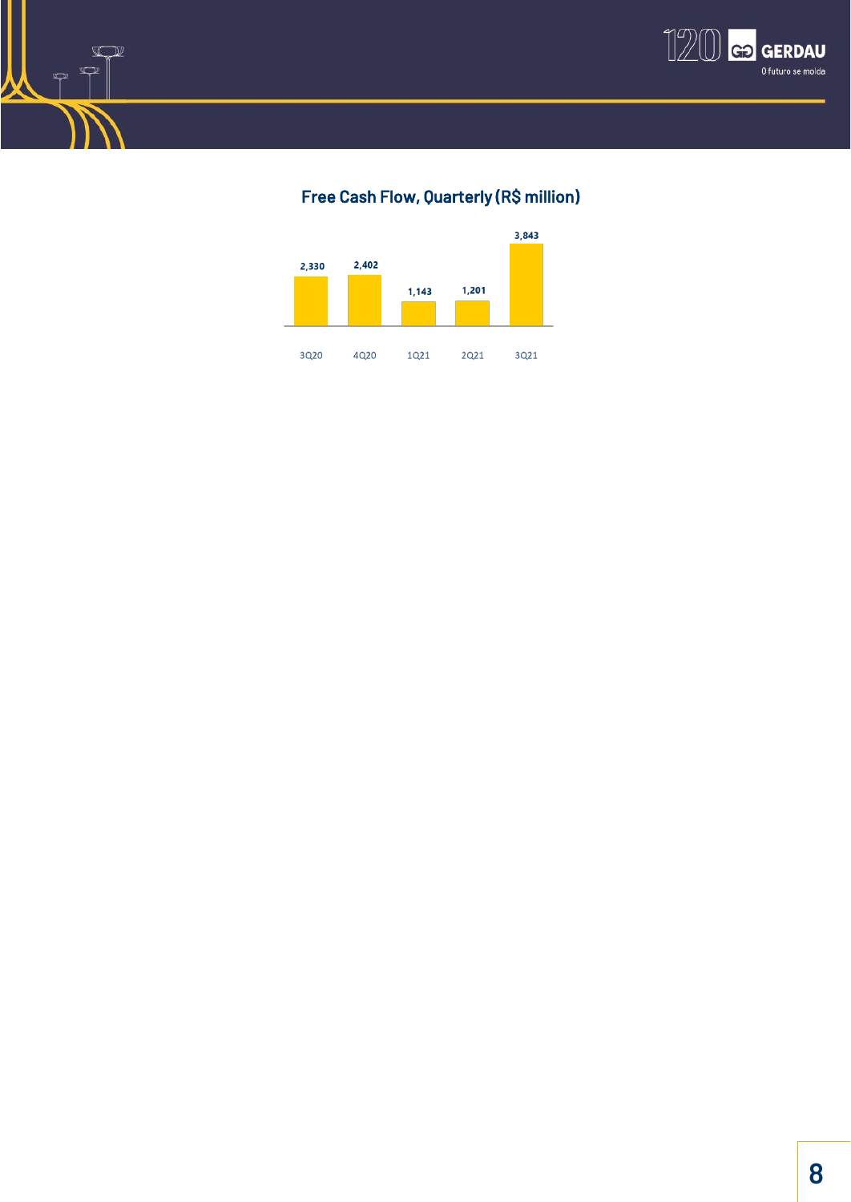**Free Cash Flow, Quarterly (R$ million)**

| Quarter | Free Cash Flow |
|---|---|
| 3Q20 | 2,330 |
| 4Q20 | 2,402 |
| 1Q21 | 1,143 |
| 2Q21 | 1,201 |
| 3Q21 | 3,843 |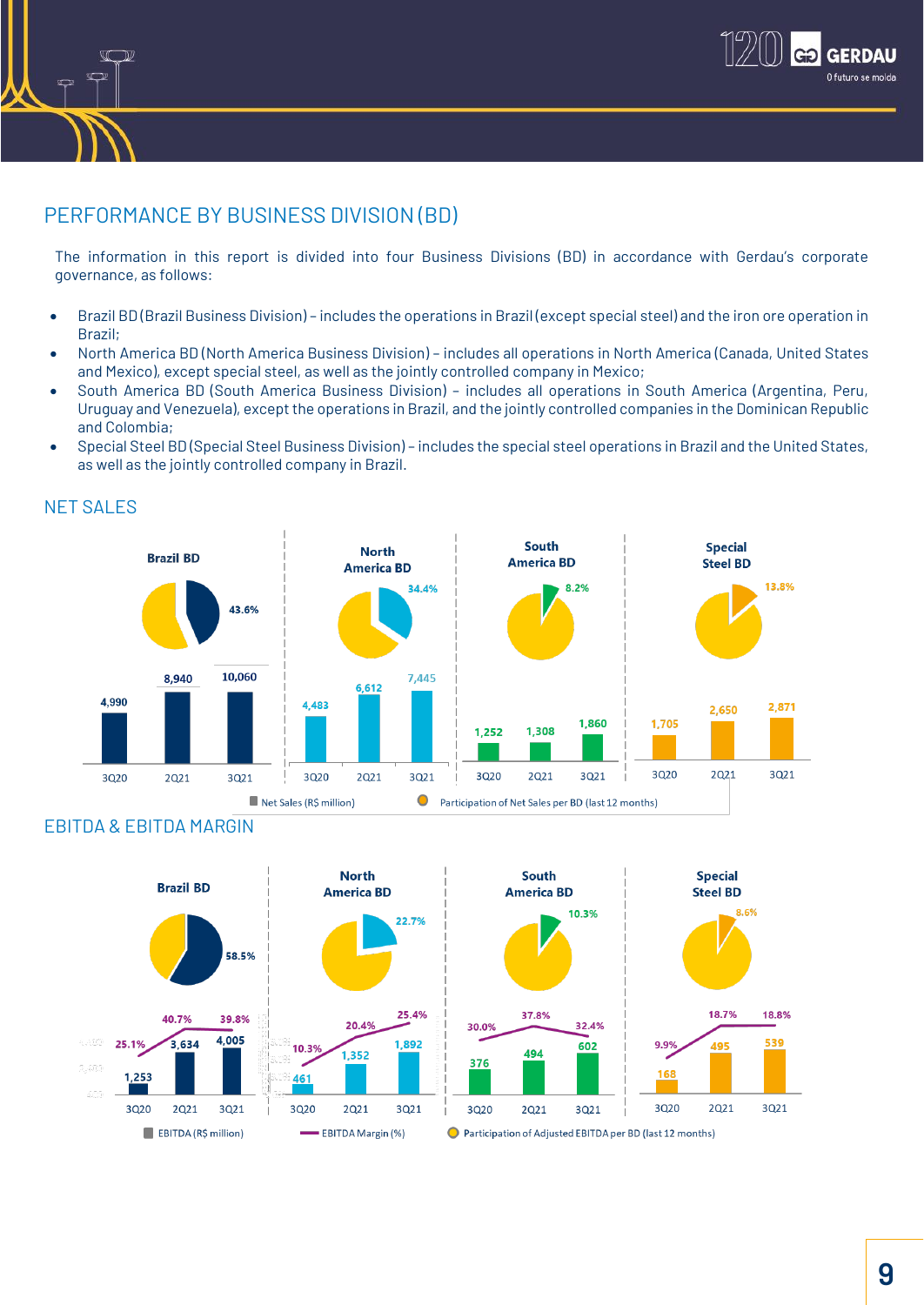## PERFORMANCE BY BUSINESS DIVISION (BD)

The information in this report is divided into four Business Divisions (BD) in accordance with Gerdau's corporate governance, as follows:

- Brazil BD (Brazil Business Division) – includes the operations in Brazil (except special steel) and the iron ore operation in Brazil;
- North America BD (North America Business Division) – includes all operations in North America (Canada, United States and Mexico), except special steel, as well as the jointly controlled company in Mexico;
- South America BD (South America Business Division) – includes all operations in South America (Argentina, Peru, Uruguay and Venezuela), except the operations in Brazil, and the jointly controlled companies in the Dominican Republic and Colombia;
- Special Steel BD (Special Steel Business Division) – includes the special steel operations in Brazil and the United States, as well as the jointly controlled company in Brazil.

### NET SALES

| | Brazil BD | North America BD | South America BD | Special Steel BD |
|---|---|---|---|---|
| Participation of Net Sales per BD (last 12 months) | 43.6% | 34.4% | 8.2% | 13.8% |
| 3Q20 | 4,990 | 4,483 | 1,252 | 1,705 |
| 2Q21 | 8,940 | 6,612 | 1,308 | 2,650 |
| 3Q21 | 10,060 | 7,445 | 1,860 | 2,871 |

Net Sales (R$ million) — Participation of Net Sales per BD (last 12 months)

### EBITDA & EBITDA MARGIN

| | Brazil BD | | North America BD | | South America BD | | Special Steel BD | |
|---|---|---|---|---|---|---|---|---|
| Participation of Adjusted EBITDA per BD (last 12 months) | 58.5% | | 22.7% | | 10.3% | | 8.6% | |
| | EBITDA | Margin | EBITDA | Margin | EBITDA | Margin | EBITDA | Margin |
| 3Q20 | 1,253 | 25.1% | 461 | 10.3% | 376 | 30.0% | 168 | 9.9% |
| 2Q21 | 3,634 | 40.7% | 1,352 | 20.4% | 494 | 37.8% | 495 | 18.7% |
| 3Q21 | 4,005 | 39.8% | 1,892 | 25.4% | 602 | 32.4% | 539 | 18.8% |

EBITDA (R$ million) — EBITDA Margin (%) — Participation of Adjusted EBITDA per BD (last 12 months)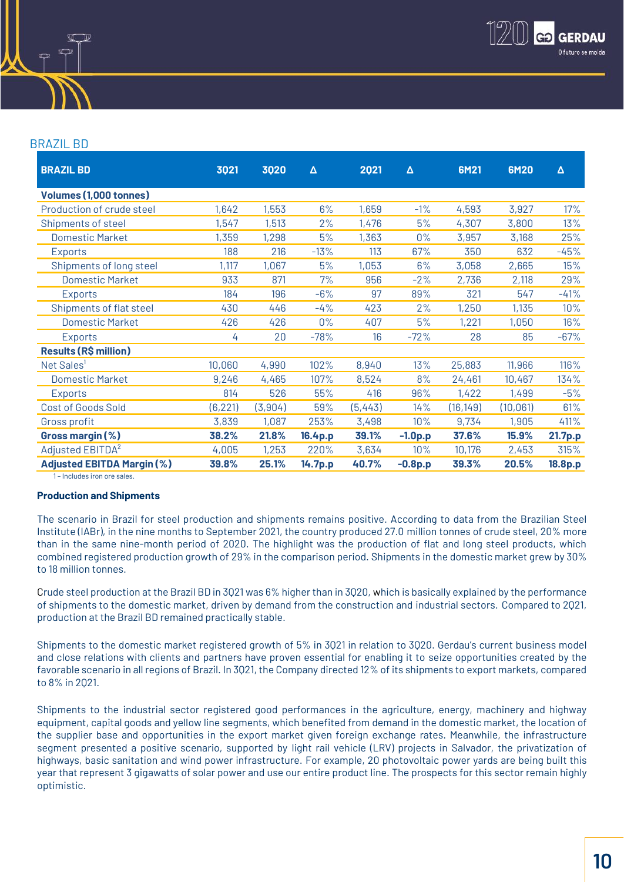## BRAZIL BD

| BRAZIL BD | 3Q21 | 3Q20 | Δ | 2Q21 | Δ | 6M21 | 6M20 | Δ |
|---|---|---|---|---|---|---|---|---|
| **Volumes (1,000 tonnes)** | | | | | | | | |
| Production of crude steel | 1,642 | 1,553 | 6% | 1,659 | -1% | 4,593 | 3,927 | 17% |
| Shipments of steel | 1,547 | 1,513 | 2% | 1,476 | 5% | 4,307 | 3,800 | 13% |
| Domestic Market | 1,359 | 1,298 | 5% | 1,363 | 0% | 3,957 | 3,168 | 25% |
| Exports | 188 | 216 | -13% | 113 | 67% | 350 | 632 | -45% |
| Shipments of long steel | 1,117 | 1,067 | 5% | 1,053 | 6% | 3,058 | 2,665 | 15% |
| Domestic Market | 933 | 871 | 7% | 956 | -2% | 2,736 | 2,118 | 29% |
| Exports | 184 | 196 | -6% | 97 | 89% | 321 | 547 | -41% |
| Shipments of flat steel | 430 | 446 | -4% | 423 | 2% | 1,250 | 1,135 | 10% |
| Domestic Market | 426 | 426 | 0% | 407 | 5% | 1,221 | 1,050 | 16% |
| Exports | 4 | 20 | -78% | 16 | -72% | 28 | 85 | -67% |
| **Results (R$ million)** | | | | | | | | |
| Net Sales[1] | 10,060 | 4,990 | 102% | 8,940 | 13% | 25,883 | 11,966 | 116% |
| Domestic Market | 9,246 | 4,465 | 107% | 8,524 | 8% | 24,461 | 10,467 | 134% |
| Exports | 814 | 526 | 55% | 416 | 96% | 1,422 | 1,499 | -5% |
| Cost of Goods Sold | (6,221) | (3,904) | 59% | (5,443) | 14% | (16,149) | (10,061) | 61% |
| Gross profit | 3,839 | 1,087 | 253% | 3,498 | 10% | 9,734 | 1,905 | 411% |
| **Gross margin (%)** | **38.2%** | **21.8%** | **16.4p.p** | **39.1%** | **-1.0p.p** | **37.6%** | **15.9%** | **21.7p.p** |
| Adjusted EBITDA[2] | 4,005 | 1,253 | 220% | 3,634 | 10% | 10,176 | 2,453 | 315% |
| **Adjusted EBITDA Margin (%)** | **39.8%** | **25.1%** | **14.7p.p** | **40.7%** | **-0.8p.p** | **39.3%** | **20.5%** | **18.8p.p** |

1 - Includes iron ore sales.

**Production and Shipments**

The scenario in Brazil for steel production and shipments remains positive. According to data from the Brazilian Steel Institute (IABr), in the nine months to September 2021, the country produced 27.0 million tonnes of crude steel, 20% more than in the same nine-month period of 2020. The highlight was the production of flat and long steel products, which combined registered production growth of 29% in the comparison period. Shipments in the domestic market grew by 30% to 18 million tonnes.

Crude steel production at the Brazil BD in 3Q21 was 6% higher than in 3Q20, which is basically explained by the performance of shipments to the domestic market, driven by demand from the construction and industrial sectors. Compared to 2Q21, production at the Brazil BD remained practically stable.

Shipments to the domestic market registered growth of 5% in 3Q21 in relation to 3Q20. Gerdau's current business model and close relations with clients and partners have proven essential for enabling it to seize opportunities created by the favorable scenario in all regions of Brazil. In 3Q21, the Company directed 12% of its shipments to export markets, compared to 8% in 2Q21.

Shipments to the industrial sector registered good performances in the agriculture, energy, machinery and highway equipment, capital goods and yellow line segments, which benefited from demand in the domestic market, the location of the supplier base and opportunities in the export market given foreign exchange rates. Meanwhile, the infrastructure segment presented a positive scenario, supported by light rail vehicle (LRV) projects in Salvador, the privatization of highways, basic sanitation and wind power infrastructure. For example, 20 photovoltaic power yards are being built this year that represent 3 gigawatts of solar power and use our entire product line. The prospects for this sector remain highly optimistic.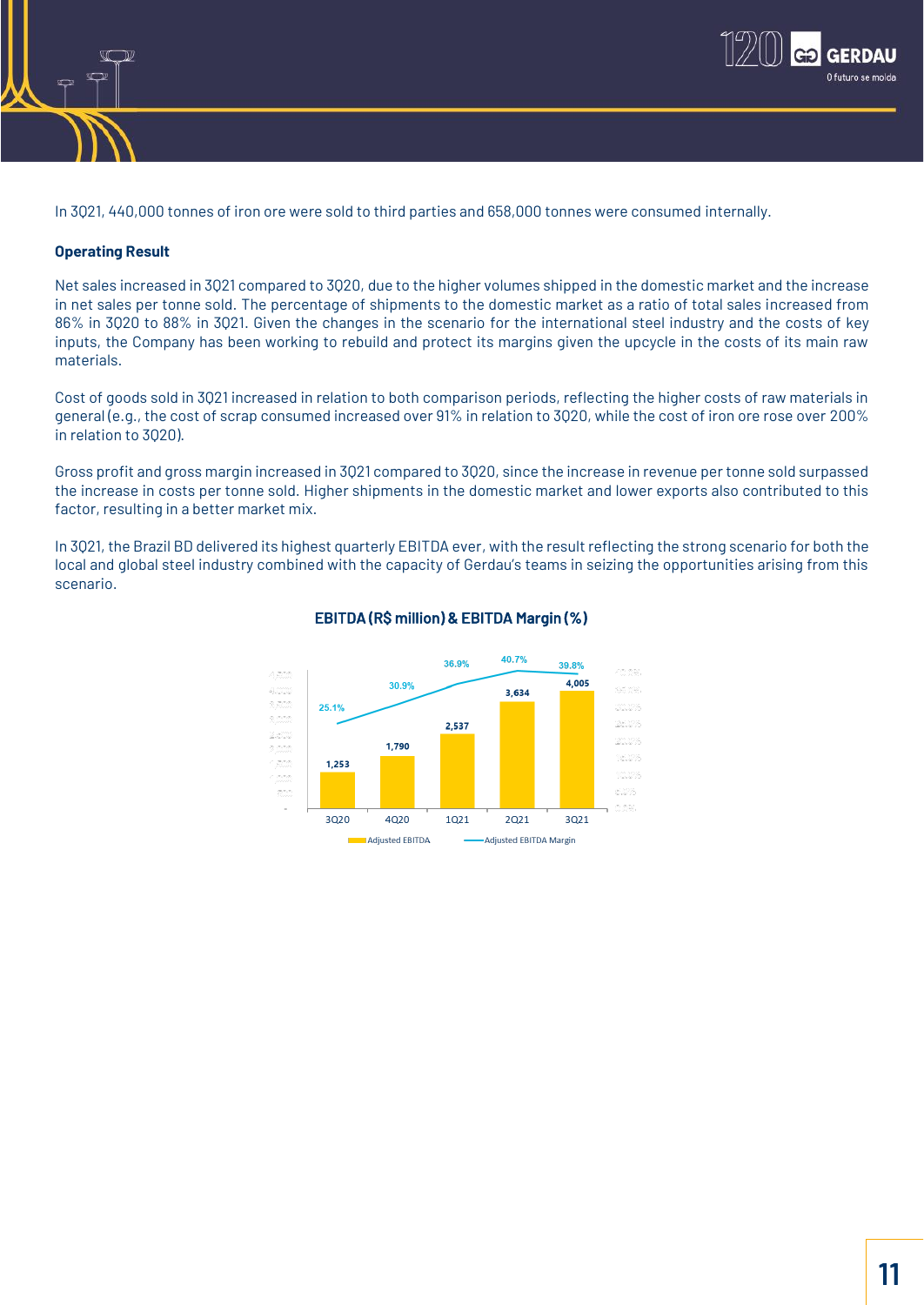In 3Q21, 440,000 tonnes of iron ore were sold to third parties and 658,000 tonnes were consumed internally.

**Operating Result**

Net sales increased in 3Q21 compared to 3Q20, due to the higher volumes shipped in the domestic market and the increase in net sales per tonne sold. The percentage of shipments to the domestic market as a ratio of total sales increased from 86% in 3Q20 to 88% in 3Q21. Given the changes in the scenario for the international steel industry and the costs of key inputs, the Company has been working to rebuild and protect its margins given the upcycle in the costs of its main raw materials.

Cost of goods sold in 3Q21 increased in relation to both comparison periods, reflecting the higher costs of raw materials in general (e.g., the cost of scrap consumed increased over 91% in relation to 3Q20, while the cost of iron ore rose over 200% in relation to 3Q20).

Gross profit and gross margin increased in 3Q21 compared to 3Q20, since the increase in revenue per tonne sold surpassed the increase in costs per tonne sold. Higher shipments in the domestic market and lower exports also contributed to this factor, resulting in a better market mix.

In 3Q21, the Brazil BD delivered its highest quarterly EBITDA ever, with the result reflecting the strong scenario for both the local and global steel industry combined with the capacity of Gerdau's teams in seizing the opportunities arising from this scenario.

**EBITDA (R$ million) & EBITDA Margin (%)**

| | 3Q20 | 4Q20 | 1Q21 | 2Q21 | 3Q21 |
|---|---|---|---|---|---|
| Adjusted EBITDA | 1,253 | 1,790 | 2,537 | 3,634 | 4,005 |
| Adjusted EBITDA Margin | 25.1% | 30.9% | 36.9% | 40.7% | 39.8% |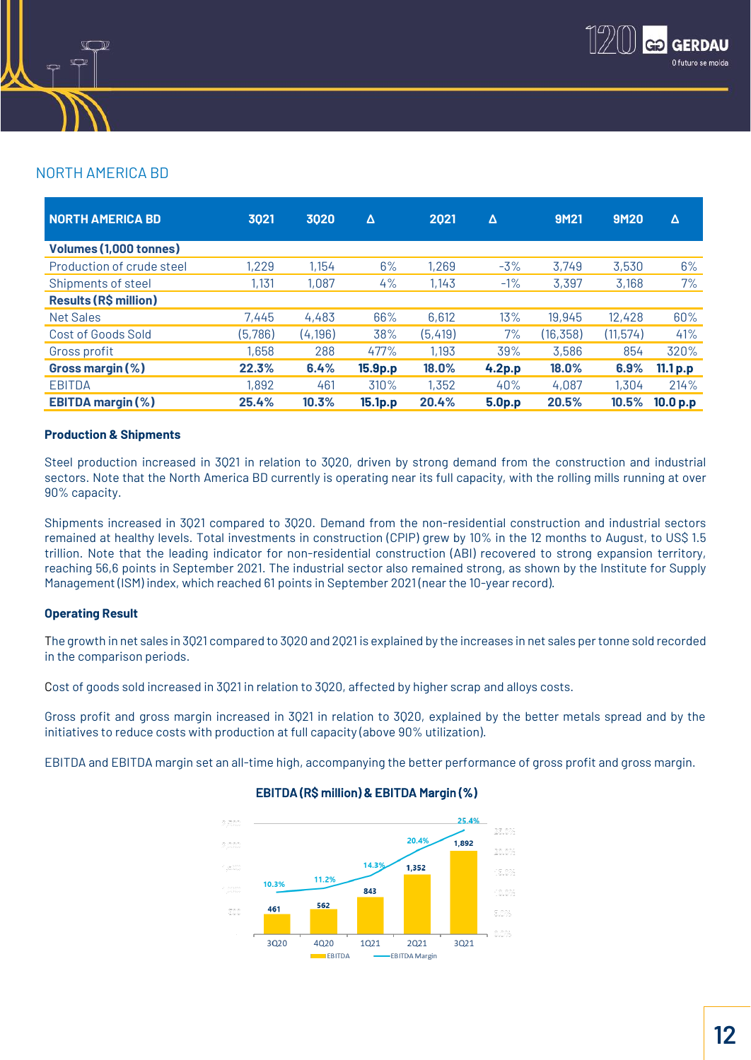## NORTH AMERICA BD

| NORTH AMERICA BD | 3Q21 | 3Q20 | Δ | 2Q21 | Δ | 9M21 | 9M20 | Δ |
|---|---|---|---|---|---|---|---|---|
| **Volumes (1,000 tonnes)** | | | | | | | | |
| Production of crude steel | 1,229 | 1,154 | 6% | 1,269 | -3% | 3,749 | 3,530 | 6% |
| Shipments of steel | 1,131 | 1,087 | 4% | 1,143 | -1% | 3,397 | 3,168 | 7% |
| **Results (R$ million)** | | | | | | | | |
| Net Sales | 7,445 | 4,483 | 66% | 6,612 | 13% | 19,945 | 12,428 | 60% |
| Cost of Goods Sold | (5,786) | (4,196) | 38% | (5,419) | 7% | (16,358) | (11,574) | 41% |
| Gross profit | 1,658 | 288 | 477% | 1,193 | 39% | 3,586 | 854 | 320% |
| **Gross margin (%)** | **22.3%** | **6.4%** | **15.9p.p** | **18.0%** | **4.2p.p** | **18.0%** | **6.9%** | **11.1 p.p** |
| EBITDA | 1,892 | 461 | 310% | 1,352 | 40% | 4,087 | 1,304 | 214% |
| **EBITDA margin (%)** | **25.4%** | **10.3%** | **15.1p.p** | **20.4%** | **5.0p.p** | **20.5%** | **10.5%** | **10.0 p.p** |

**Production & Shipments**

Steel production increased in 3Q21 in relation to 3Q20, driven by strong demand from the construction and industrial sectors. Note that the North America BD currently is operating near its full capacity, with the rolling mills running at over 90% capacity.

Shipments increased in 3Q21 compared to 3Q20. Demand from the non-residential construction and industrial sectors remained at healthy levels. Total investments in construction (CPIP) grew by 10% in the 12 months to August, to US$ 1.5 trillion. Note that the leading indicator for non-residential construction (ABI) recovered to strong expansion territory, reaching 56,6 points in September 2021. The industrial sector also remained strong, as shown by the Institute for Supply Management (ISM) index, which reached 61 points in September 2021 (near the 10-year record).

**Operating Result**

The growth in net sales in 3Q21 compared to 3Q20 and 2Q21 is explained by the increases in net sales per tonne sold recorded in the comparison periods.

Cost of goods sold increased in 3Q21 in relation to 3Q20, affected by higher scrap and alloys costs.

Gross profit and gross margin increased in 3Q21 in relation to 3Q20, explained by the better metals spread and by the initiatives to reduce costs with production at full capacity (above 90% utilization).

EBITDA and EBITDA margin set an all-time high, accompanying the better performance of gross profit and gross margin.

**EBITDA (R$ million) & EBITDA Margin (%)**

| | 3Q20 | 4Q20 | 1Q21 | 2Q21 | 3Q21 |
|---|---|---|---|---|---|
| EBITDA | 461 | 562 | 843 | 1,352 | 1,892 |
| EBITDA Margin | 10.3% | 11.2% | 14.3% | 20.4% | 25.4% |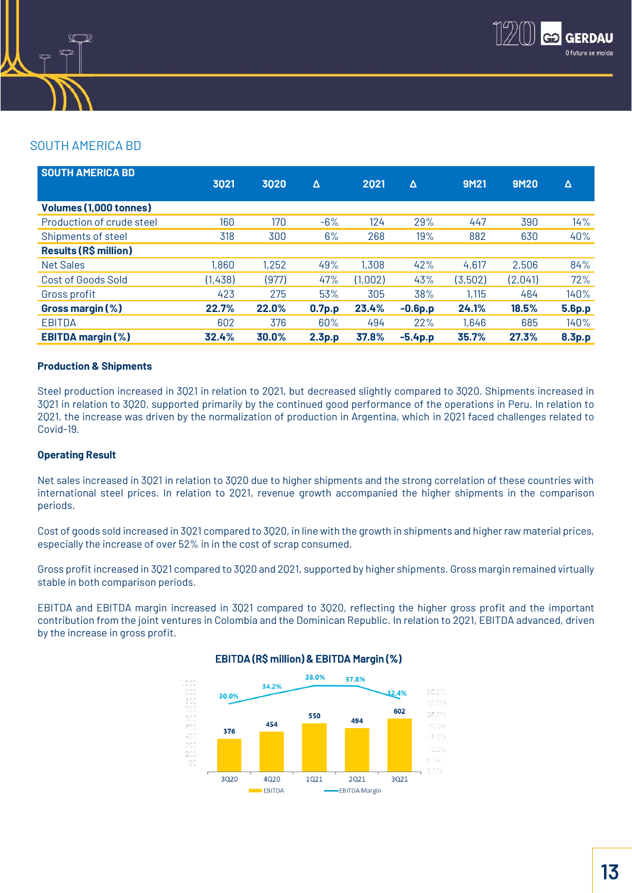## SOUTH AMERICA BD

| SOUTH AMERICA BD | 3Q21 | 3Q20 | Δ | 2Q21 | Δ | 9M21 | 9M20 | Δ |
|---|---|---|---|---|---|---|---|---|
| **Volumes (1,000 tonnes)** | | | | | | | | |
| Production of crude steel | 160 | 170 | -6% | 124 | 29% | 447 | 390 | 14% |
| Shipments of steel | 318 | 300 | 6% | 268 | 19% | 882 | 630 | 40% |
| **Results (R$ million)** | | | | | | | | |
| Net Sales | 1,860 | 1,252 | 49% | 1,308 | 42% | 4,617 | 2,506 | 84% |
| Cost of Goods Sold | (1,438) | (977) | 47% | (1,002) | 43% | (3,502) | (2,041) | 72% |
| Gross profit | 423 | 275 | 53% | 305 | 38% | 1,115 | 464 | 140% |
| **Gross margin (%)** | **22.7%** | **22.0%** | **0.7p.p** | **23.4%** | **-0.6p.p** | **24.1%** | **18.5%** | **5.6p.p** |
| EBITDA | 602 | 376 | 60% | 494 | 22% | 1,646 | 685 | 140% |
| **EBITDA margin (%)** | **32.4%** | **30.0%** | **2.3p.p** | **37.8%** | **-5.4p.p** | **35.7%** | **27.3%** | **8.3p.p** |

**Production & Shipments**

Steel production increased in 3Q21 in relation to 2Q21, but decreased slightly compared to 3Q20. Shipments increased in 3Q21 in relation to 3Q20, supported primarily by the continued good performance of the operations in Peru. In relation to 2Q21, the increase was driven by the normalization of production in Argentina, which in 2Q21 faced challenges related to Covid-19.

**Operating Result**

Net sales increased in 3Q21 in relation to 3Q20 due to higher shipments and the strong correlation of these countries with international steel prices. In relation to 2Q21, revenue growth accompanied the higher shipments in the comparison periods.

Cost of goods sold increased in 3Q21 compared to 3Q20, in line with the growth in shipments and higher raw material prices, especially the increase of over 52% in in the cost of scrap consumed.

Gross profit increased in 3Q21 compared to 3Q20 and 2Q21, supported by higher shipments. Gross margin remained virtually stable in both comparison periods.

EBITDA and EBITDA margin increased in 3Q21 compared to 3Q20, reflecting the higher gross profit and the important contribution from the joint ventures in Colombia and the Dominican Republic. In relation to 2Q21, EBITDA advanced, driven by the increase in gross profit.

**EBITDA (R$ million) & EBITDA Margin (%)**

| | 3Q20 | 4Q20 | 1Q21 | 2Q21 | 3Q21 |
|---|---|---|---|---|---|
| EBITDA | 376 | 454 | 550 | 494 | 602 |
| EBITDA Margin | 30.0% | 34.2% | 38.0% | 37.8% | 32.4% |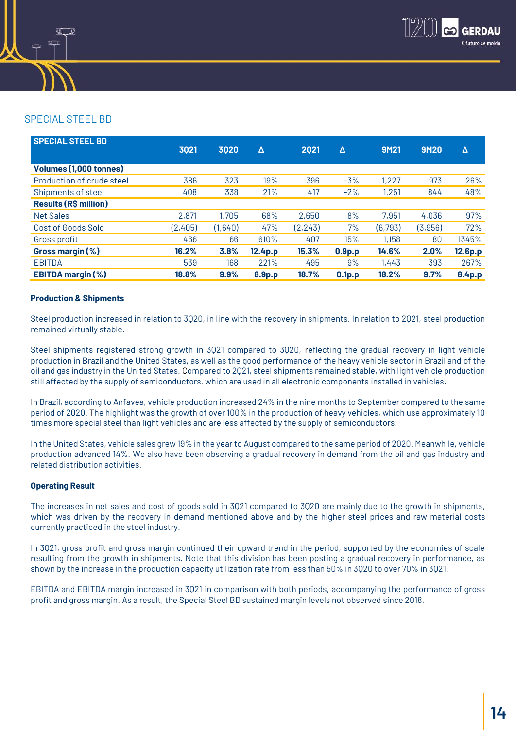## SPECIAL STEEL BD

| SPECIAL STEEL BD | 3Q21 | 3Q20 | Δ | 2Q21 | Δ | 9M21 | 9M20 | Δ |
|---|---|---|---|---|---|---|---|---|
| **Volumes (1,000 tonnes)** | | | | | | | | |
| Production of crude steel | 386 | 323 | 19% | 396 | -3% | 1,227 | 973 | 26% |
| Shipments of steel | 408 | 338 | 21% | 417 | -2% | 1,251 | 844 | 48% |
| **Results (R$ million)** | | | | | | | | |
| Net Sales | 2,871 | 1,705 | 68% | 2,650 | 8% | 7,951 | 4,036 | 97% |
| Cost of Goods Sold | (2,405) | (1,640) | 47% | (2,243) | 7% | (6,793) | (3,956) | 72% |
| Gross profit | 466 | 66 | 610% | 407 | 15% | 1,158 | 80 | 1345% |
| **Gross margin (%)** | **16.2%** | **3.8%** | **12.4p.p** | **15.3%** | **0.9p.p** | **14.6%** | **2.0%** | **12.6p.p** |
| EBITDA | 539 | 168 | 221% | 495 | 9% | 1,443 | 393 | 267% |
| **EBITDA margin (%)** | **18.8%** | **9.9%** | **8.9p.p** | **18.7%** | **0.1p.p** | **18.2%** | **9.7%** | **8.4p.p** |

**Production & Shipments**

Steel production increased in relation to 3Q20, in line with the recovery in shipments. In relation to 2Q21, steel production remained virtually stable.

Steel shipments registered strong growth in 3Q21 compared to 3Q20, reflecting the gradual recovery in light vehicle production in Brazil and the United States, as well as the good performance of the heavy vehicle sector in Brazil and of the oil and gas industry in the United States. Compared to 2Q21, steel shipments remained stable, with light vehicle production still affected by the supply of semiconductors, which are used in all electronic components installed in vehicles.

In Brazil, according to Anfavea, vehicle production increased 24% in the nine months to September compared to the same period of 2020. The highlight was the growth of over 100% in the production of heavy vehicles, which use approximately 10 times more special steel than light vehicles and are less affected by the supply of semiconductors.

In the United States, vehicle sales grew 19% in the year to August compared to the same period of 2020. Meanwhile, vehicle production advanced 14%. We also have been observing a gradual recovery in demand from the oil and gas industry and related distribution activities.

**Operating Result**

The increases in net sales and cost of goods sold in 3Q21 compared to 3Q20 are mainly due to the growth in shipments, which was driven by the recovery in demand mentioned above and by the higher steel prices and raw material costs currently practiced in the steel industry.

In 3Q21, gross profit and gross margin continued their upward trend in the period, supported by the economies of scale resulting from the growth in shipments. Note that this division has been posting a gradual recovery in performance, as shown by the increase in the production capacity utilization rate from less than 50% in 3Q20 to over 70% in 3Q21.

EBITDA and EBITDA margin increased in 3Q21 in comparison with both periods, accompanying the performance of gross profit and gross margin. As a result, the Special Steel BD sustained margin levels not observed since 2018.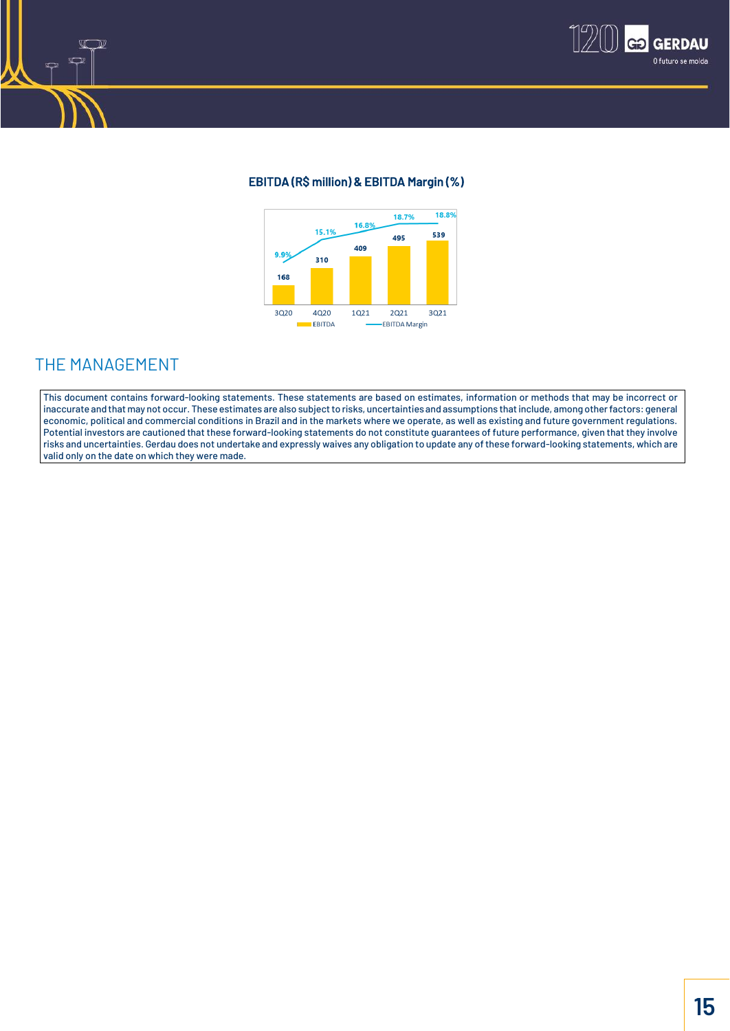**EBITDA (R$ million) & EBITDA Margin (%)**

| | 3Q20 | 4Q20 | 1Q21 | 2Q21 | 3Q21 |
|---|---|---|---|---|---|
| EBITDA | 168 | 310 | 409 | 495 | 539 |
| EBITDA Margin | 9.9% | 15.1% | 16.8% | 18.7% | 18.8% |

## THE MANAGEMENT

This document contains forward-looking statements. These statements are based on estimates, information or methods that may be incorrect or inaccurate and that may not occur. These estimates are also subject to risks, uncertainties and assumptions that include, among other factors: general economic, political and commercial conditions in Brazil and in the markets where we operate, as well as existing and future government regulations. Potential investors are cautioned that these forward-looking statements do not constitute guarantees of future performance, given that they involve risks and uncertainties. Gerdau does not undertake and expressly waives any obligation to update any of these forward-looking statements, which are valid only on the date on which they were made.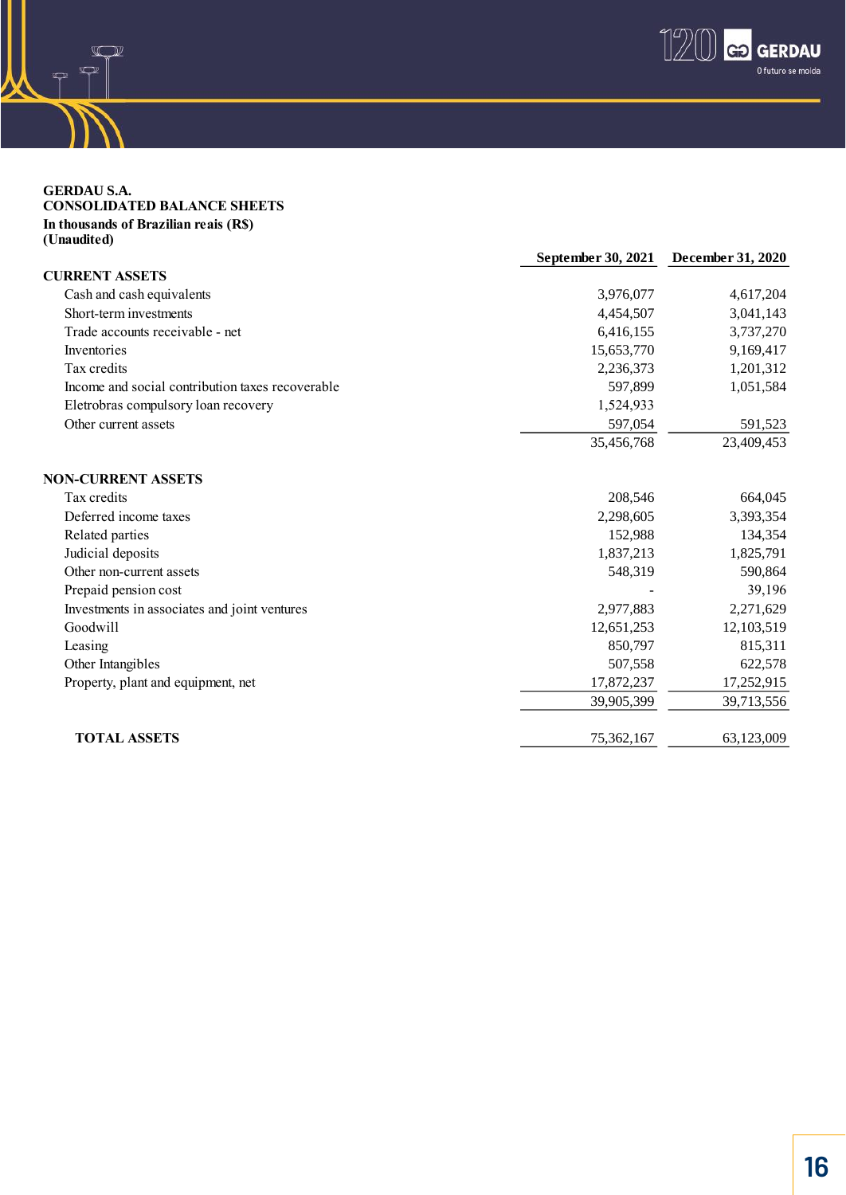**GERDAU S.A.**
**CONSOLIDATED BALANCE SHEETS**
**In thousands of Brazilian reais (R$)**
**(Unaudited)**

| | September 30, 2021 | December 31, 2020 |
|---|---|---|
| **CURRENT ASSETS** | | |
| Cash and cash equivalents | 3,976,077 | 4,617,204 |
| Short-term investments | 4,454,507 | 3,041,143 |
| Trade accounts receivable - net | 6,416,155 | 3,737,270 |
| Inventories | 15,653,770 | 9,169,417 |
| Tax credits | 2,236,373 | 1,201,312 |
| Income and social contribution taxes recoverable | 597,899 | 1,051,584 |
| Eletrobras compulsory loan recovery | 1,524,933 | |
| Other current assets | 597,054 | 591,523 |
| | 35,456,768 | 23,409,453 |
| **NON-CURRENT ASSETS** | | |
| Tax credits | 208,546 | 664,045 |
| Deferred income taxes | 2,298,605 | 3,393,354 |
| Related parties | 152,988 | 134,354 |
| Judicial deposits | 1,837,213 | 1,825,791 |
| Other non-current assets | 548,319 | 590,864 |
| Prepaid pension cost | - | 39,196 |
| Investments in associates and joint ventures | 2,977,883 | 2,271,629 |
| Goodwill | 12,651,253 | 12,103,519 |
| Leasing | 850,797 | 815,311 |
| Other Intangibles | 507,558 | 622,578 |
| Property, plant and equipment, net | 17,872,237 | 17,252,915 |
| | 39,905,399 | 39,713,556 |
| **TOTAL ASSETS** | 75,362,167 | 63,123,009 |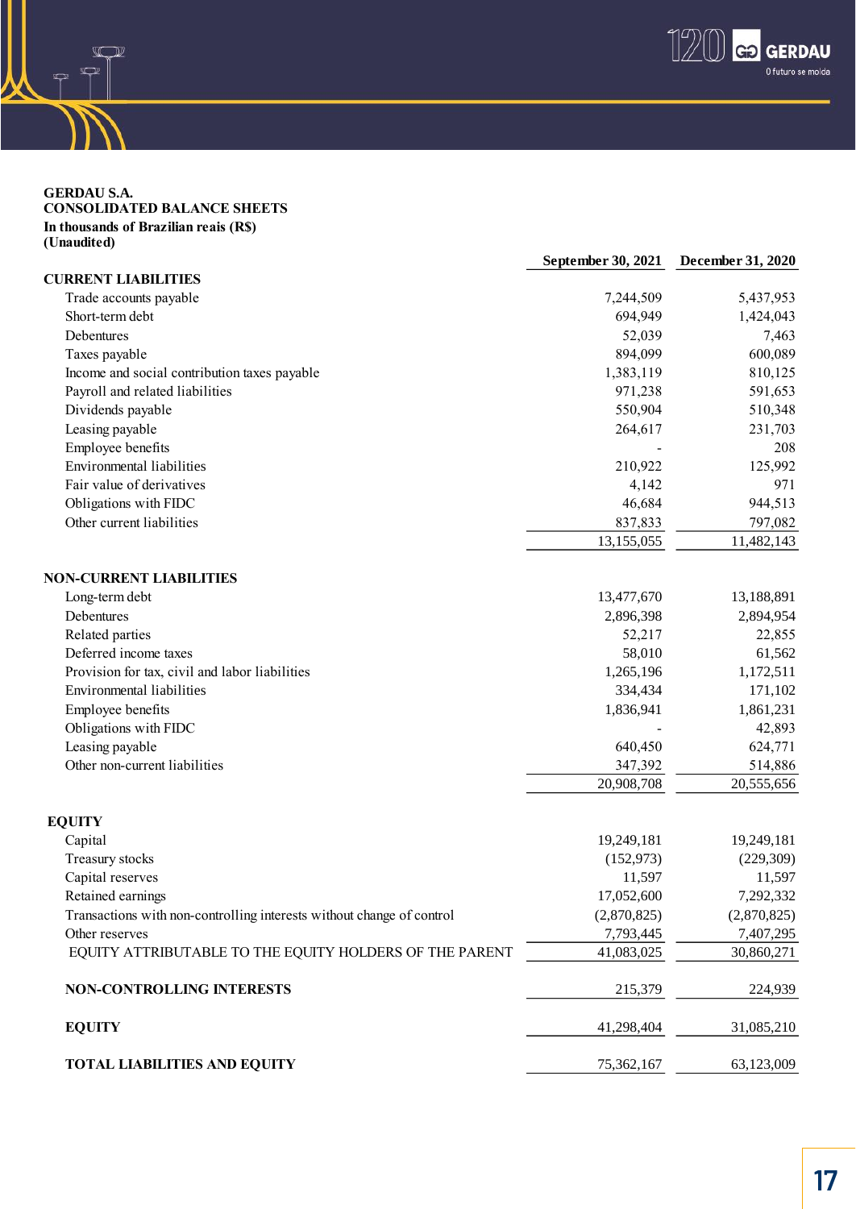**GERDAU S.A.**
**CONSOLIDATED BALANCE SHEETS**
**In thousands of Brazilian reais (R$)**
**(Unaudited)**

| | September 30, 2021 | December 31, 2020 |
|---|---|---|
| **CURRENT LIABILITIES** | | |
| Trade accounts payable | 7,244,509 | 5,437,953 |
| Short-term debt | 694,949 | 1,424,043 |
| Debentures | 52,039 | 7,463 |
| Taxes payable | 894,099 | 600,089 |
| Income and social contribution taxes payable | 1,383,119 | 810,125 |
| Payroll and related liabilities | 971,238 | 591,653 |
| Dividends payable | 550,904 | 510,348 |
| Leasing payable | 264,617 | 231,703 |
| Employee benefits | - | 208 |
| Environmental liabilities | 210,922 | 125,992 |
| Fair value of derivatives | 4,142 | 971 |
| Obligations with FIDC | 46,684 | 944,513 |
| Other current liabilities | 837,833 | 797,082 |
| | 13,155,055 | 11,482,143 |
| **NON-CURRENT LIABILITIES** | | |
| Long-term debt | 13,477,670 | 13,188,891 |
| Debentures | 2,896,398 | 2,894,954 |
| Related parties | 52,217 | 22,855 |
| Deferred income taxes | 58,010 | 61,562 |
| Provision for tax, civil and labor liabilities | 1,265,196 | 1,172,511 |
| Environmental liabilities | 334,434 | 171,102 |
| Employee benefits | 1,836,941 | 1,861,231 |
| Obligations with FIDC | - | 42,893 |
| Leasing payable | 640,450 | 624,771 |
| Other non-current liabilities | 347,392 | 514,886 |
| | 20,908,708 | 20,555,656 |
| **EQUITY** | | |
| Capital | 19,249,181 | 19,249,181 |
| Treasury stocks | (152,973) | (229,309) |
| Capital reserves | 11,597 | 11,597 |
| Retained earnings | 17,052,600 | 7,292,332 |
| Transactions with non-controlling interests without change of control | (2,870,825) | (2,870,825) |
| Other reserves | 7,793,445 | 7,407,295 |
| EQUITY ATTRIBUTABLE TO THE EQUITY HOLDERS OF THE PARENT | 41,083,025 | 30,860,271 |
| **NON-CONTROLLING INTERESTS** | 215,379 | 224,939 |
| **EQUITY** | 41,298,404 | 31,085,210 |
| **TOTAL LIABILITIES AND EQUITY** | 75,362,167 | 63,123,009 |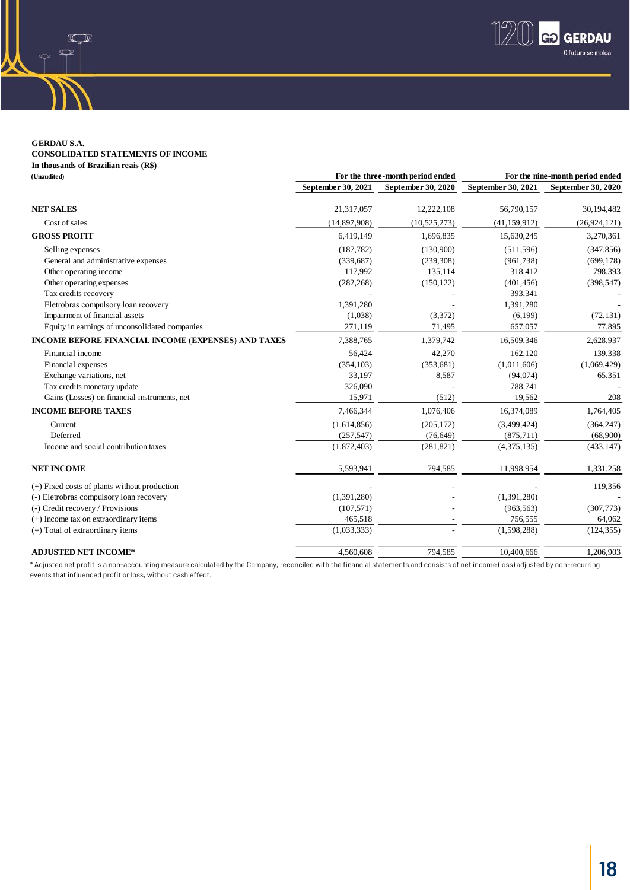**GERDAU S.A.**
**CONSOLIDATED STATEMENTS OF INCOME**
**In thousands of Brazilian reais (R$)**
**(Unaudited)**

| | For the three-month period ended | | For the nine-month period ended | |
|---|---|---|---|---|
| | September 30, 2021 | September 30, 2020 | September 30, 2021 | September 30, 2020 |
| **NET SALES** | 21,317,057 | 12,222,108 | 56,790,157 | 30,194,482 |
| Cost of sales | (14,897,908) | (10,525,273) | (41,159,912) | (26,924,121) |
| **GROSS PROFIT** | 6,419,149 | 1,696,835 | 15,630,245 | 3,270,361 |
| Selling expenses | (187,782) | (130,900) | (511,596) | (347,856) |
| General and administrative expenses | (339,687) | (239,308) | (961,738) | (699,178) |
| Other operating income | 117,992 | 135,114 | 318,412 | 798,393 |
| Other operating expenses | (282,268) | (150,122) | (401,456) | (398,547) |
| Tax credits recovery | - | - | 393,341 | - |
| Eletrobras compulsory loan recovery | 1,391,280 | - | 1,391,280 | - |
| Impairment of financial assets | (1,038) | (3,372) | (6,199) | (72,131) |
| Equity in earnings of unconsolidated companies | 271,119 | 71,495 | 657,057 | 77,895 |
| **INCOME BEFORE FINANCIAL INCOME (EXPENSES) AND TAXES** | 7,388,765 | 1,379,742 | 16,509,346 | 2,628,937 |
| Financial income | 56,424 | 42,270 | 162,120 | 139,338 |
| Financial expenses | (354,103) | (353,681) | (1,011,606) | (1,069,429) |
| Exchange variations, net | 33,197 | 8,587 | (94,074) | 65,351 |
| Tax credits monetary update | 326,090 | - | 788,741 | - |
| Gains (Losses) on financial instruments, net | 15,971 | (512) | 19,562 | 208 |
| **INCOME BEFORE TAXES** | 7,466,344 | 1,076,406 | 16,374,089 | 1,764,405 |
| Current | (1,614,856) | (205,172) | (3,499,424) | (364,247) |
| Deferred | (257,547) | (76,649) | (875,711) | (68,900) |
| Income and social contribution taxes | (1,872,403) | (281,821) | (4,375,135) | (433,147) |
| **NET INCOME** | 5,593,941 | 794,585 | 11,998,954 | 1,331,258 |
| (+) Fixed costs of plants without production | - | - | - | 119,356 |
| (-) Eletrobras compulsory loan recovery | (1,391,280) | - | (1,391,280) | - |
| (-) Credit recovery / Provisions | (107,571) | - | (963,563) | (307,773) |
| (+) Income tax on extraordinary items | 465,518 | - | 756,555 | 64,062 |
| (=) Total of extraordinary items | (1,033,333) | - | (1,598,288) | (124,355) |
| **ADJUSTED NET INCOME*** | 4,560,608 | 794,585 | 10,400,666 | 1,206,903 |

* Adjusted net profit is a non-accounting measure calculated by the Company, reconciled with the financial statements and consists of net income (loss) adjusted by non-recurring events that influenced profit or loss, without cash effect.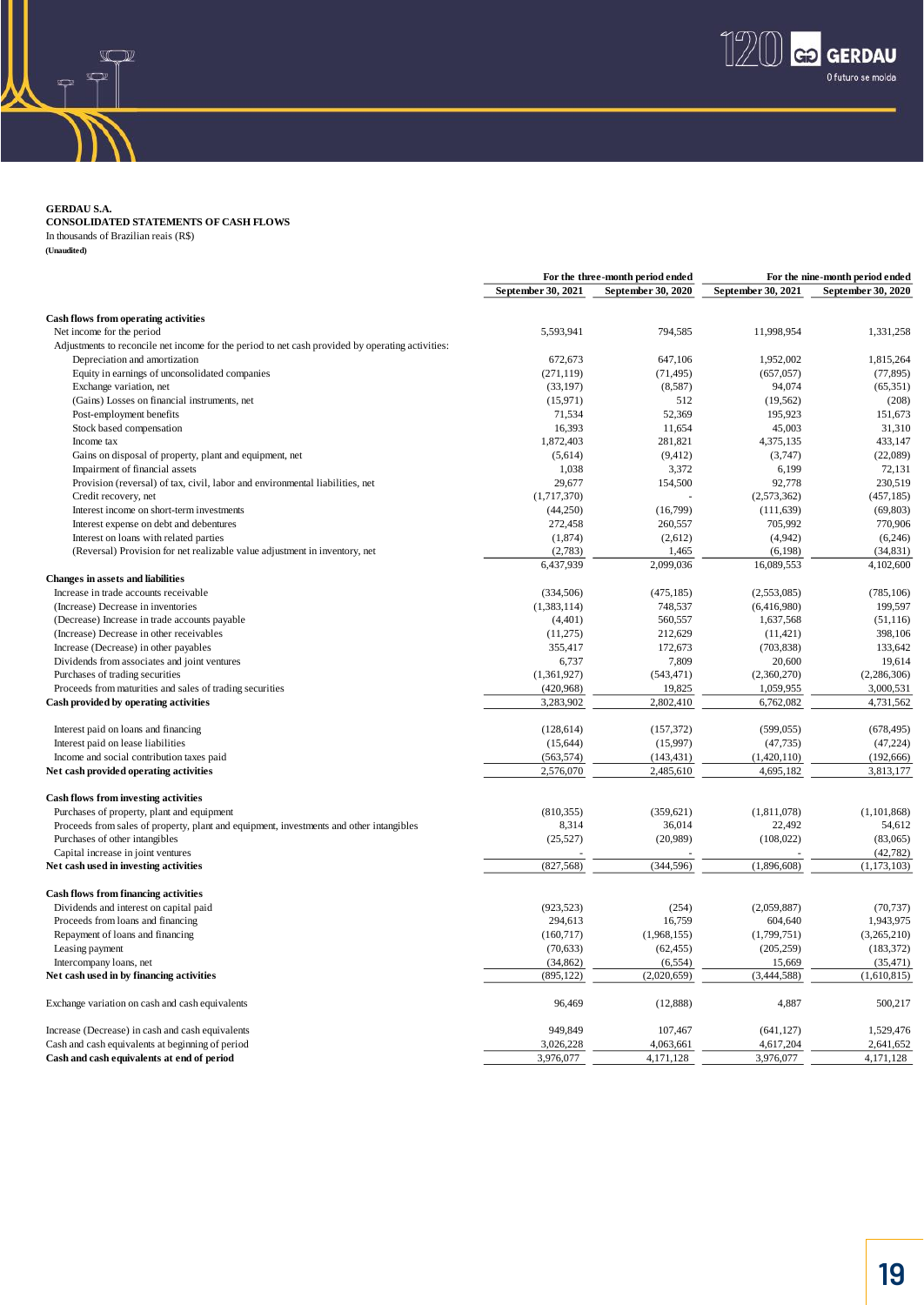**GERDAU S.A.**
**CONSOLIDATED STATEMENTS OF CASH FLOWS**
In thousands of Brazilian reais (R$)
**(Unaudited)**

| | For the three-month period ended | | For the nine-month period ended | |
|---|---|---|---|---|
| | September 30, 2021 | September 30, 2020 | September 30, 2021 | September 30, 2020 |
| **Cash flows from operating activities** | | | | |
| Net income for the period | 5,593,941 | 794,585 | 11,998,954 | 1,331,258 |
| Adjustments to reconcile net income for the period to net cash provided by operating activities: | | | | |
| Depreciation and amortization | 672,673 | 647,106 | 1,952,002 | 1,815,264 |
| Equity in earnings of unconsolidated companies | (271,119) | (71,495) | (657,057) | (77,895) |
| Exchange variation, net | (33,197) | (8,587) | 94,074 | (65,351) |
| (Gains) Losses on financial instruments, net | (15,971) | 512 | (19,562) | (208) |
| Post-employment benefits | 71,534 | 52,369 | 195,923 | 151,673 |
| Stock based compensation | 16,393 | 11,654 | 45,003 | 31,310 |
| Income tax | 1,872,403 | 281,821 | 4,375,135 | 433,147 |
| Gains on disposal of property, plant and equipment, net | (5,614) | (9,412) | (3,747) | (22,089) |
| Impairment of financial assets | 1,038 | 3,372 | 6,199 | 72,131 |
| Provision (reversal) of tax, civil, labor and environmental liabilities, net | 29,677 | 154,500 | 92,778 | 230,519 |
| Credit recovery, net | (1,717,370) | - | (2,573,362) | (457,185) |
| Interest income on short-term investments | (44,250) | (16,799) | (111,639) | (69,803) |
| Interest expense on debt and debentures | 272,458 | 260,557 | 705,992 | 770,906 |
| Interest on loans with related parties | (1,874) | (2,612) | (4,942) | (6,246) |
| (Reversal) Provision for net realizable value adjustment in inventory, net | (2,783) | 1,465 | (6,198) | (34,831) |
| | 6,437,939 | 2,099,036 | 16,089,553 | 4,102,600 |
| **Changes in assets and liabilities** | | | | |
| Increase in trade accounts receivable | (334,506) | (475,185) | (2,553,085) | (785,106) |
| (Increase) Decrease in inventories | (1,383,114) | 748,537 | (6,416,980) | 199,597 |
| (Decrease) Increase in trade accounts payable | (4,401) | 560,557 | 1,637,568 | (51,116) |
| (Increase) Decrease in other receivables | (11,275) | 212,629 | (11,421) | 398,106 |
| Increase (Decrease) in other payables | 355,417 | 172,673 | (703,838) | 133,642 |
| Dividends from associates and joint ventures | 6,737 | 7,809 | 20,600 | 19,614 |
| Purchases of trading securities | (1,361,927) | (543,471) | (2,360,270) | (2,286,306) |
| Proceeds from maturities and sales of trading securities | (420,968) | 19,825 | 1,059,955 | 3,000,531 |
| **Cash provided by operating activities** | 3,283,902 | 2,802,410 | 6,762,082 | 4,731,562 |
| Interest paid on loans and financing | (128,614) | (157,372) | (599,055) | (678,495) |
| Interest paid on lease liabilities | (15,644) | (15,997) | (47,735) | (47,224) |
| Income and social contribution taxes paid | (563,574) | (143,431) | (1,420,110) | (192,666) |
| **Net cash provided operating activities** | 2,576,070 | 2,485,610 | 4,695,182 | 3,813,177 |
| **Cash flows from investing activities** | | | | |
| Purchases of property, plant and equipment | (810,355) | (359,621) | (1,811,078) | (1,101,868) |
| Proceeds from sales of property, plant and equipment, investments and other intangibles | 8,314 | 36,014 | 22,492 | 54,612 |
| Purchases of other intangibles | (25,527) | (20,989) | (108,022) | (83,065) |
| Capital increase in joint ventures | - | - | - | (42,782) |
| **Net cash used in investing activities** | (827,568) | (344,596) | (1,896,608) | (1,173,103) |
| **Cash flows from financing activities** | | | | |
| Dividends and interest on capital paid | (923,523) | (254) | (2,059,887) | (70,737) |
| Proceeds from loans and financing | 294,613 | 16,759 | 604,640 | 1,943,975 |
| Repayment of loans and financing | (160,717) | (1,968,155) | (1,799,751) | (3,265,210) |
| Leasing payment | (70,633) | (62,455) | (205,259) | (183,372) |
| Intercompany loans, net | (34,862) | (6,554) | 15,669 | (35,471) |
| **Net cash used in by financing activities** | (895,122) | (2,020,659) | (3,444,588) | (1,610,815) |
| Exchange variation on cash and cash equivalents | 96,469 | (12,888) | 4,887 | 500,217 |
| Increase (Decrease) in cash and cash equivalents | 949,849 | 107,467 | (641,127) | 1,529,476 |
| Cash and cash equivalents at beginning of period | 3,026,228 | 4,063,661 | 4,617,204 | 2,641,652 |
| **Cash and cash equivalents at end of period** | 3,976,077 | 4,171,128 | 3,976,077 | 4,171,128 |